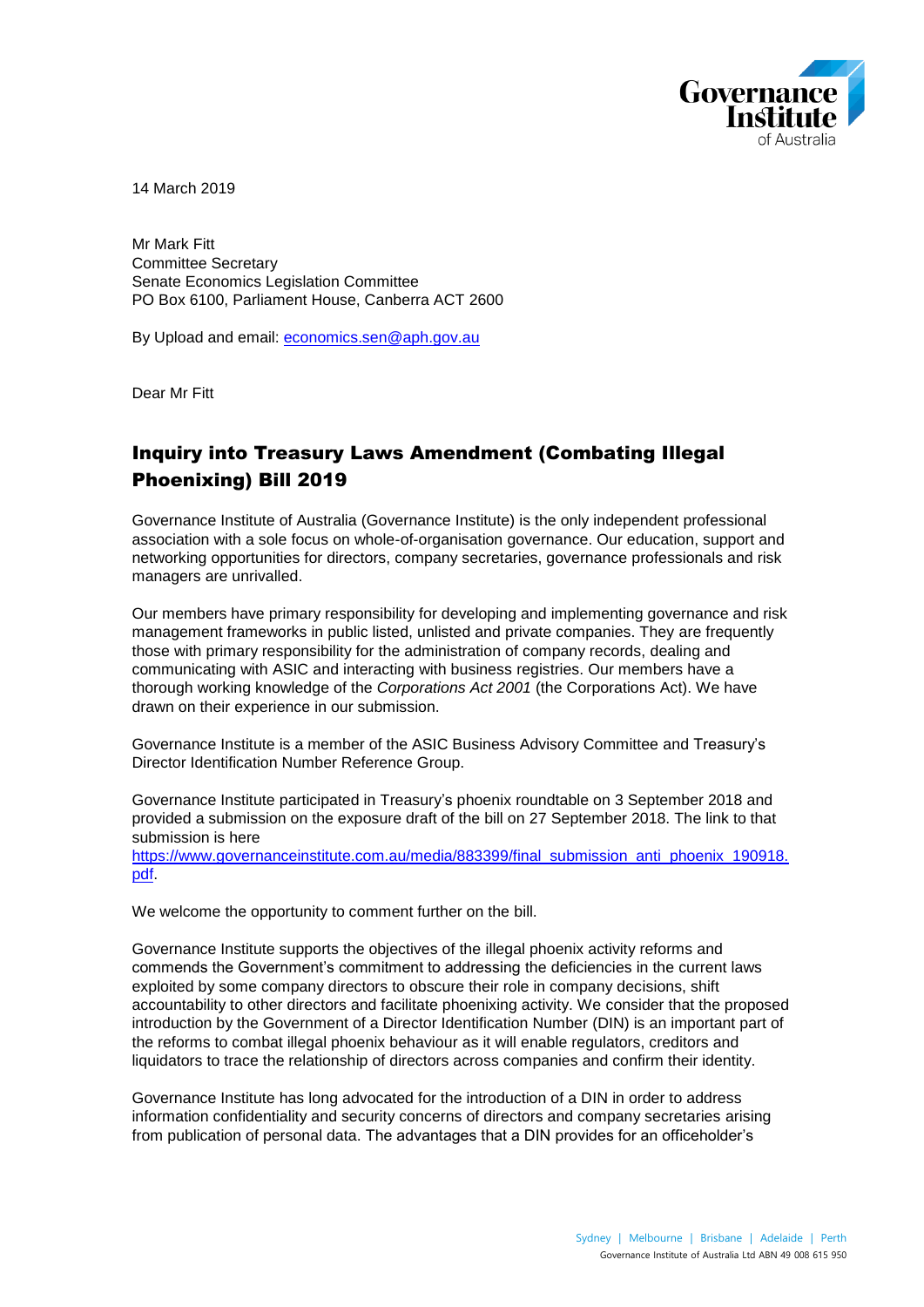14 March 2019

Mr Mark Fitt
Committee Secretary
Senate Economics Legislation Committee
PO Box 6100, Parliament House, Canberra ACT 2600

By Upload and email: [economics.sen@aph.gov.au](mailto:economics.sen@aph.gov.au)

Dear Mr Fitt

## Inquiry into Treasury Laws Amendment (Combating Illegal Phoenixing) Bill 2019

Governance Institute of Australia (Governance Institute) is the only independent professional association with a sole focus on whole-of-organisation governance. Our education, support and networking opportunities for directors, company secretaries, governance professionals and risk managers are unrivalled.

Our members have primary responsibility for developing and implementing governance and risk management frameworks in public listed, unlisted and private companies. They are frequently those with primary responsibility for the administration of company records, dealing and communicating with ASIC and interacting with business registries. Our members have a thorough working knowledge of the *Corporations Act 2001* (the Corporations Act). We have drawn on their experience in our submission.

Governance Institute is a member of the ASIC Business Advisory Committee and Treasury's Director Identification Number Reference Group.

Governance Institute participated in Treasury's phoenix roundtable on 3 September 2018 and provided a submission on the exposure draft of the bill on 27 September 2018. The link to that submission is here [https://www.governanceinstitute.com.au/media/883399/final_submission_anti_phoenix_190918.pdf](https://www.governanceinstitute.com.au/media/883399/final_submission_anti_phoenix_190918.pdf).

We welcome the opportunity to comment further on the bill.

Governance Institute supports the objectives of the illegal phoenix activity reforms and commends the Government's commitment to addressing the deficiencies in the current laws exploited by some company directors to obscure their role in company decisions, shift accountability to other directors and facilitate phoenixing activity. We consider that the proposed introduction by the Government of a Director Identification Number (DIN) is an important part of the reforms to combat illegal phoenix behaviour as it will enable regulators, creditors and liquidators to trace the relationship of directors across companies and confirm their identity.

Governance Institute has long advocated for the introduction of a DIN in order to address information confidentiality and security concerns of directors and company secretaries arising from publication of personal data. The advantages that a DIN provides for an officeholder's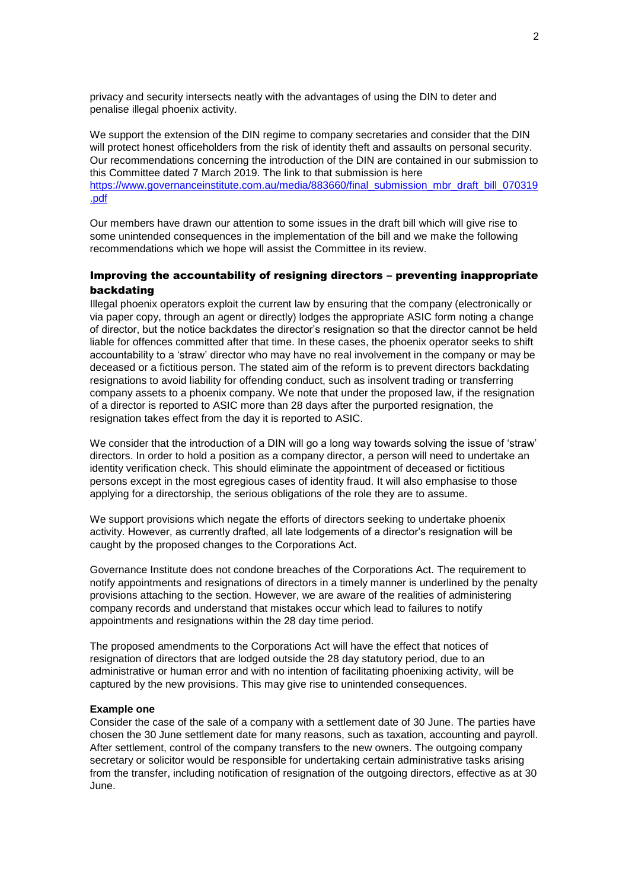privacy and security intersects neatly with the advantages of using the DIN to deter and penalise illegal phoenix activity.

We support the extension of the DIN regime to company secretaries and consider that the DIN will protect honest officeholders from the risk of identity theft and assaults on personal security. Our recommendations concerning the introduction of the DIN are contained in our submission to this Committee dated 7 March 2019. The link to that submission is here [https://www.governanceinstitute.com.au/media/883660/final_submission_mbr_draft_bill_070319.pdf](https://www.governanceinstitute.com.au/media/883660/final_submission_mbr_draft_bill_070319.pdf)

Our members have drawn our attention to some issues in the draft bill which will give rise to some unintended consequences in the implementation of the bill and we make the following recommendations which we hope will assist the Committee in its review.

## Improving the accountability of resigning directors – preventing inappropriate backdating

Illegal phoenix operators exploit the current law by ensuring that the company (electronically or via paper copy, through an agent or directly) lodges the appropriate ASIC form noting a change of director, but the notice backdates the director's resignation so that the director cannot be held liable for offences committed after that time. In these cases, the phoenix operator seeks to shift accountability to a 'straw' director who may have no real involvement in the company or may be deceased or a fictitious person. The stated aim of the reform is to prevent directors backdating resignations to avoid liability for offending conduct, such as insolvent trading or transferring company assets to a phoenix company. We note that under the proposed law, if the resignation of a director is reported to ASIC more than 28 days after the purported resignation, the resignation takes effect from the day it is reported to ASIC.

We consider that the introduction of a DIN will go a long way towards solving the issue of 'straw' directors. In order to hold a position as a company director, a person will need to undertake an identity verification check. This should eliminate the appointment of deceased or fictitious persons except in the most egregious cases of identity fraud. It will also emphasise to those applying for a directorship, the serious obligations of the role they are to assume.

We support provisions which negate the efforts of directors seeking to undertake phoenix activity. However, as currently drafted, all late lodgements of a director's resignation will be caught by the proposed changes to the Corporations Act.

Governance Institute does not condone breaches of the Corporations Act. The requirement to notify appointments and resignations of directors in a timely manner is underlined by the penalty provisions attaching to the section. However, we are aware of the realities of administering company records and understand that mistakes occur which lead to failures to notify appointments and resignations within the 28 day time period.

The proposed amendments to the Corporations Act will have the effect that notices of resignation of directors that are lodged outside the 28 day statutory period, due to an administrative or human error and with no intention of facilitating phoenixing activity, will be captured by the new provisions. This may give rise to unintended consequences.

**Example one**

Consider the case of the sale of a company with a settlement date of 30 June. The parties have chosen the 30 June settlement date for many reasons, such as taxation, accounting and payroll. After settlement, control of the company transfers to the new owners. The outgoing company secretary or solicitor would be responsible for undertaking certain administrative tasks arising from the transfer, including notification of resignation of the outgoing directors, effective as at 30 June.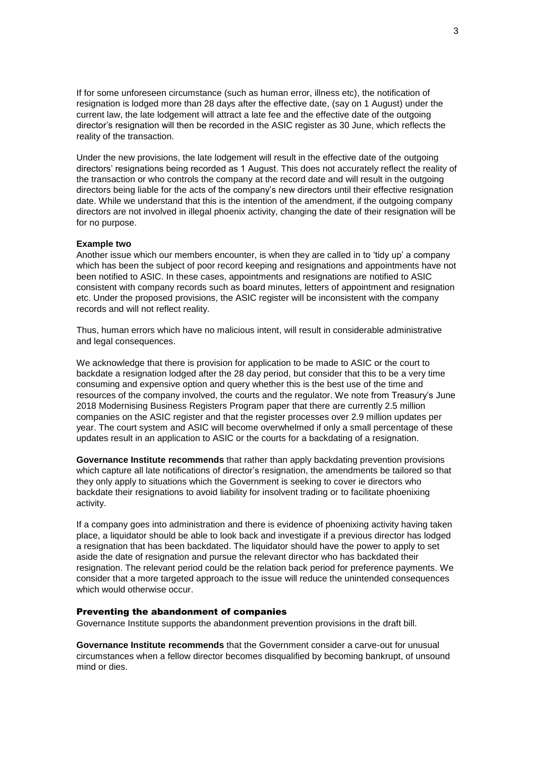If for some unforeseen circumstance (such as human error, illness etc), the notification of resignation is lodged more than 28 days after the effective date, (say on 1 August) under the current law, the late lodgement will attract a late fee and the effective date of the outgoing director's resignation will then be recorded in the ASIC register as 30 June, which reflects the reality of the transaction.

Under the new provisions, the late lodgement will result in the effective date of the outgoing directors' resignations being recorded as 1 August. This does not accurately reflect the reality of the transaction or who controls the company at the record date and will result in the outgoing directors being liable for the acts of the company's new directors until their effective resignation date. While we understand that this is the intention of the amendment, if the outgoing company directors are not involved in illegal phoenix activity, changing the date of their resignation will be for no purpose.

**Example two**

Another issue which our members encounter, is when they are called in to 'tidy up' a company which has been the subject of poor record keeping and resignations and appointments have not been notified to ASIC. In these cases, appointments and resignations are notified to ASIC consistent with company records such as board minutes, letters of appointment and resignation etc. Under the proposed provisions, the ASIC register will be inconsistent with the company records and will not reflect reality.

Thus, human errors which have no malicious intent, will result in considerable administrative and legal consequences.

We acknowledge that there is provision for application to be made to ASIC or the court to backdate a resignation lodged after the 28 day period, but consider that this to be a very time consuming and expensive option and query whether this is the best use of the time and resources of the company involved, the courts and the regulator. We note from Treasury's June 2018 Modernising Business Registers Program paper that there are currently 2.5 million companies on the ASIC register and that the register processes over 2.9 million updates per year. The court system and ASIC will become overwhelmed if only a small percentage of these updates result in an application to ASIC or the courts for a backdating of a resignation.

**Governance Institute recommends** that rather than apply backdating prevention provisions which capture all late notifications of director's resignation, the amendments be tailored so that they only apply to situations which the Government is seeking to cover ie directors who backdate their resignations to avoid liability for insolvent trading or to facilitate phoenixing activity.

If a company goes into administration and there is evidence of phoenixing activity having taken place, a liquidator should be able to look back and investigate if a previous director has lodged a resignation that has been backdated. The liquidator should have the power to apply to set aside the date of resignation and pursue the relevant director who has backdated their resignation. The relevant period could be the relation back period for preference payments. We consider that a more targeted approach to the issue will reduce the unintended consequences which would otherwise occur.

### Preventing the abandonment of companies

Governance Institute supports the abandonment prevention provisions in the draft bill.

**Governance Institute recommends** that the Government consider a carve-out for unusual circumstances when a fellow director becomes disqualified by becoming bankrupt, of unsound mind or dies.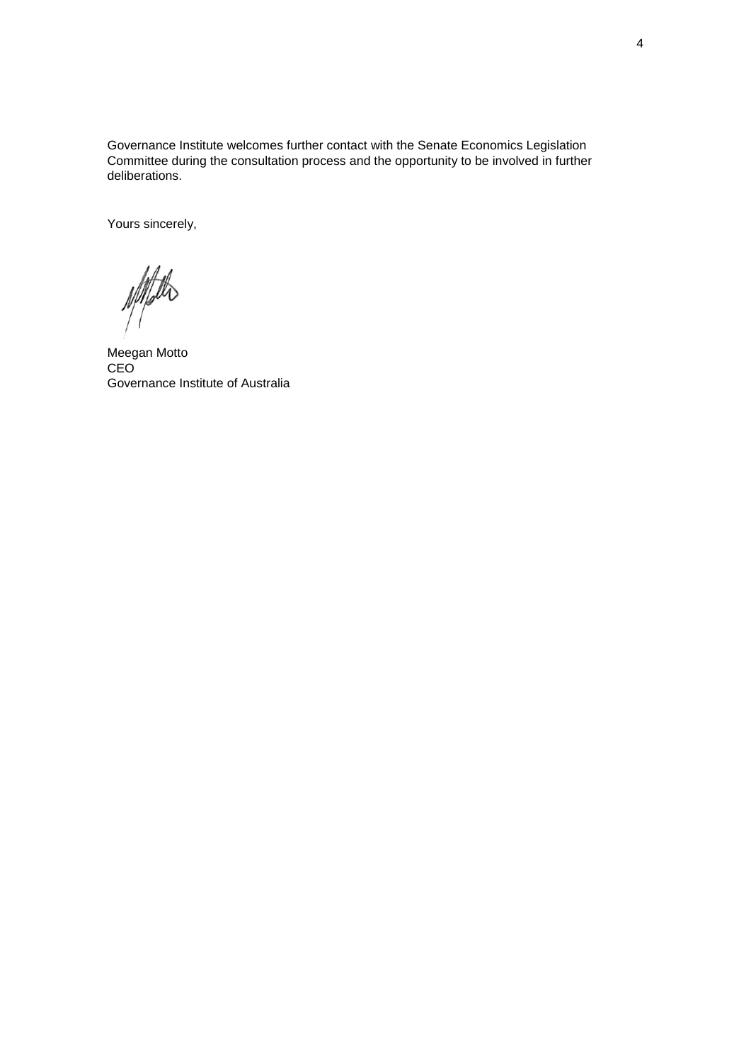Governance Institute welcomes further contact with the Senate Economics Legislation Committee during the consultation process and the opportunity to be involved in further deliberations.

Yours sincerely,

Meegan Motto
CEO
Governance Institute of Australia